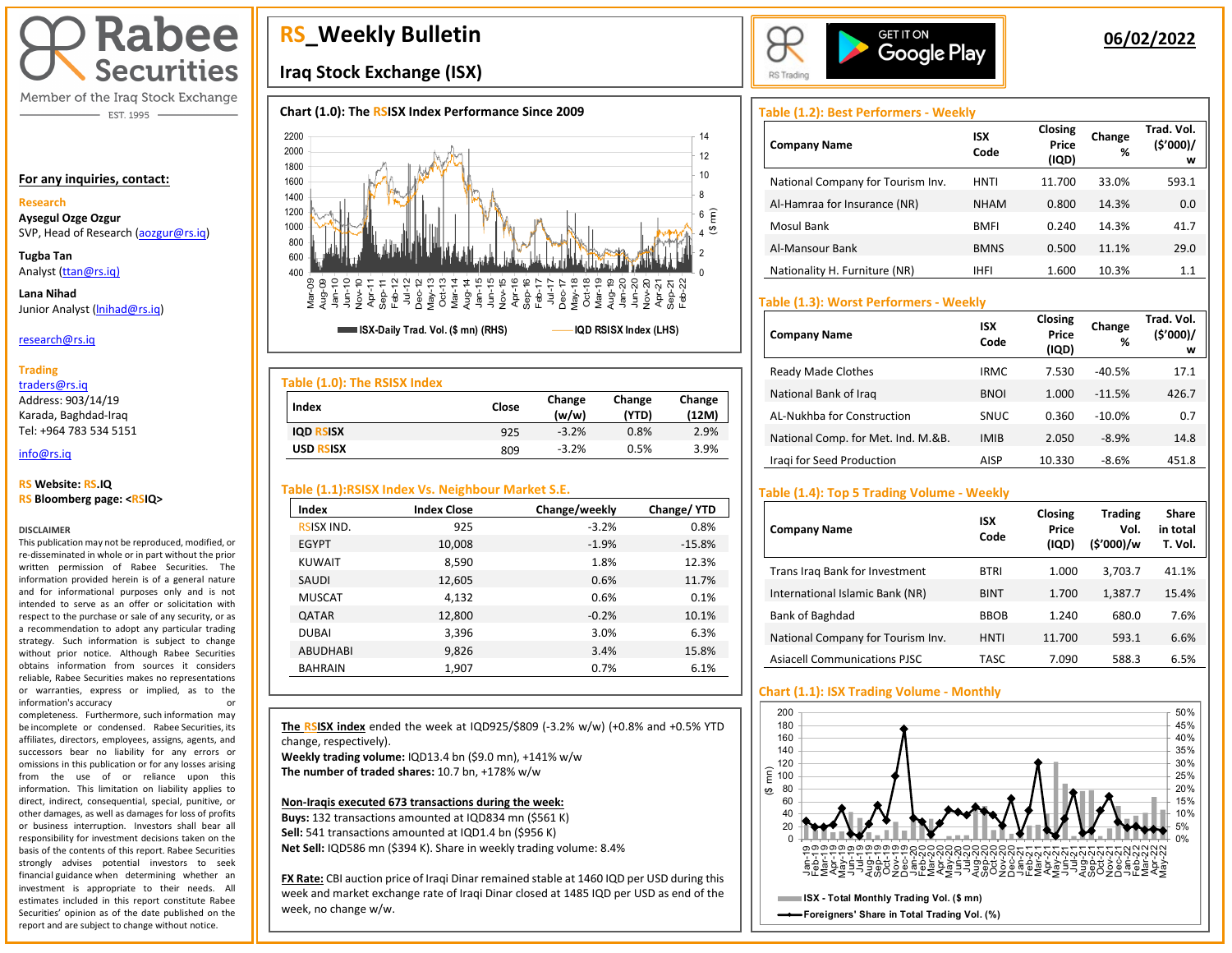# Rabee Securities

Member of the Iraq Stock Exchange

EST. 1995

# RS_Weekly Bulletin

## Iraq Stock Exchange (ISX)

**06/02/2022**

**For any inquiries, contact:**

**Research**

**Aysegul Ozge Ozgur**
SVP, Head of Research (aozgur@rs.iq)

**Tugba Tan**
Analyst (ttan@rs.iq)

**Lana Nihad**
Junior Analyst (lnihad@rs.iq)

research@rs.iq

**Trading**
traders@rs.iq
Address: 903/14/19
Karada, Baghdad-Iraq
Tel: +964 783 534 5151

info@rs.iq

**RS Website: RS.IQ**
**RS Bloomberg page: <RSIQ>**

DISCLAIMER
This publication may not be reproduced, modified, or re-disseminated in whole or in part without the prior written permission of Rabee Securities. The information provided herein is of a general nature and for informational purposes only and is not intended to serve as an offer or solicitation with respect to the purchase or sale of any security, or as a recommendation to adopt any particular trading strategy. Such information is subject to change without prior notice. Although Rabee Securities obtains information from sources it considers reliable, Rabee Securities makes no representations or warranties, express or implied, as to the information's accuracy or completeness. Furthermore, such information may be incomplete or condensed. Rabee Securities, its affiliates, directors, employees, agents, and successors bear no liability for any errors or omissions in this publication or for any losses arising from the use of or reliance upon this information. This limitation on liability applies to direct, indirect, consequential, special, punitive, or other damages as well as damages for loss of profits or business interruption. Investors shall bear all responsibility for investment decisions taken on the basis of the contents of this report. Rabee Securities strongly advises potential investors to seek financial guidance when determining whether an investment is appropriate to their needs. All estimates included in this report constitute Rabee Securities' opinion as of the date published on the report and are subject to change without notice.

**Chart (1.0): The RSISX Index Performance Since 2009**

ISX-Daily Trad. Vol. ($ mn) (RHS) — IQD RSISX Index (LHS)

**Table (1.0): The RSISX Index**

| Index | Close | Change (w/w) | Change (YTD) | Change (12M) |
|---|---|---|---|---|
| IQD RSISX | 925 | -3.2% | 0.8% | 2.9% |
| USD RSISX | 809 | -3.2% | 0.5% | 3.9% |

**Table (1.1): RSISX Index Vs. Neighbour Market S.E.**

| Index | Index Close | Change/weekly | Change/ YTD |
|---|---|---|---|
| RSISX IND. | 925 | -3.2% | 0.8% |
| EGYPT | 10,008 | -1.9% | -15.8% |
| KUWAIT | 8,590 | 1.8% | 12.3% |
| SAUDI | 12,605 | 0.6% | 11.7% |
| MUSCAT | 4,132 | 0.6% | 0.1% |
| QATAR | 12,800 | -0.2% | 10.1% |
| DUBAI | 3,396 | 3.0% | 6.3% |
| ABUDHABI | 9,826 | 3.4% | 15.8% |
| BAHRAIN | 1,907 | 0.7% | 6.1% |

**The RSISX index** ended the week at IQD925/$809 (-3.2% w/w) (+0.8% and +0.5% YTD change, respectively).
**Weekly trading volume:** IQD13.4 bn ($9.0 mn), +141% w/w
**The number of traded shares:** 10.7 bn, +178% w/w

**Non-Iraqis executed 673 transactions during the week:**
**Buys:** 132 transactions amounted at IQD834 mn ($561 K)
**Sell:** 541 transactions amounted at IQD1.4 bn ($956 K)
**Net Sell:** IQD586 mn ($394 K). Share in weekly trading volume: 8.4%

**FX Rate:** CBI auction price of Iraqi Dinar remained stable at 1460 IQD per USD during this week and market exchange rate of Iraqi Dinar closed at 1485 IQD per USD as end of the week, no change w/w.

**Table (1.2): Best Performers - Weekly**

| Company Name | ISX Code | Closing Price (IQD) | Change % | Trad. Vol. ($'000)/w |
|---|---|---|---|---|
| National Company for Tourism Inv. | HNTI | 11.700 | 33.0% | 593.1 |
| Al-Hamraa for Insurance (NR) | NHAM | 0.800 | 14.3% | 0.0 |
| Mosul Bank | BMFI | 0.240 | 14.3% | 41.7 |
| Al-Mansour Bank | BMNS | 0.500 | 11.1% | 29.0 |
| Nationality H. Furniture (NR) | IHFI | 1.600 | 10.3% | 1.1 |

**Table (1.3): Worst Performers - Weekly**

| Company Name | ISX Code | Closing Price (IQD) | Change % | Trad. Vol. ($'000)/w |
|---|---|---|---|---|
| Ready Made Clothes | IRMC | 7.530 | -40.5% | 17.1 |
| National Bank of Iraq | BNOI | 1.000 | -11.5% | 426.7 |
| AL-Nukhba for Construction | SNUC | 0.360 | -10.0% | 0.7 |
| National Comp. for Met. Ind. M.&B. | IMIB | 2.050 | -8.9% | 14.8 |
| Iraqi for Seed Production | AISP | 10.330 | -8.6% | 451.8 |

**Table (1.4): Top 5 Trading Volume - Weekly**

| Company Name | ISX Code | Closing Price (IQD) | Trading Vol. ($'000)/w | Share in total T. Vol. |
|---|---|---|---|---|
| Trans Iraq Bank for Investment | BTRI | 1.000 | 3,703.7 | 41.1% |
| International Islamic Bank (NR) | BINT | 1.700 | 1,387.7 | 15.4% |
| Bank of Baghdad | BBOB | 1.240 | 680.0 | 7.6% |
| National Company for Tourism Inv. | HNTI | 11.700 | 593.1 | 6.6% |
| Asiacell Communications PJSC | TASC | 7.090 | 588.3 | 6.5% |

**Chart (1.1): ISX Trading Volume - Monthly**

ISX - Total Monthly Trading Vol. ($ mn) — Foreigners' Share in Total Trading Vol. (%)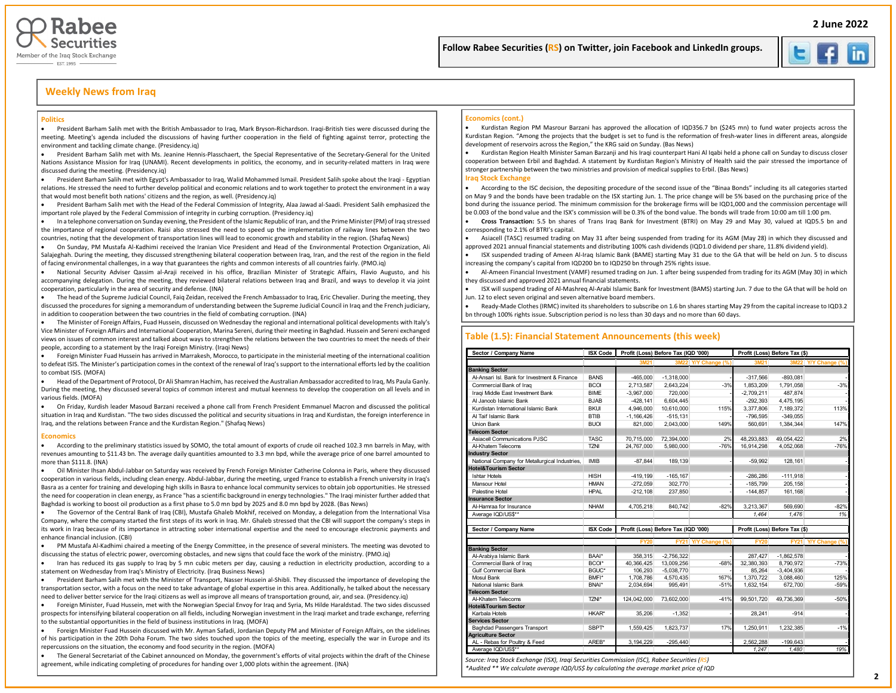2 June 2022

Follow Rabee Securities (RS) on Twitter, join Facebook and LinkedIn groups.

## Weekly News from Iraq

### Politics

- President Barham Salih met with the British Ambassador to Iraq, Mark Bryson-Richardson. Iraqi-British ties were discussed during the meeting. Meeting's agenda included the discussions of having further cooperation in the field of fighting against terror, protecting the environment and tackling climate change. (Presidency.iq)
- President Barham Salih met with Ms. Jeanine Hennis-Plasschaert, the Special Representative of the Secretary-General for the United Nations Assistance Mission for Iraq (UNAMI). Recent developments in politics, the economy, and in security-related matters in Iraq were discussed during the meeting. (Presidency.iq)
- President Barham Salih met with Egypt's Ambassador to Iraq, Walid Mohammed Ismail. President Salih spoke about the Iraqi - Egyptian relations. He stressed the need to further develop political and economic relations and to work together to protect the environment in a way that would most benefit both nations' citizens and the region, as well. (Presidency.iq)
- President Barham Salih met with the Head of the Federal Commission of Integrity, Alaa Jawad al-Saadi. President Salih emphasized the important role played by the Federal Commission of integrity in curbing corruption. (Presidency.iq)
- In a telephone conversation on Sunday evening, the President of the Islamic Republic of Iran, and the Prime Minister (PM) of Iraq stressed the importance of regional cooperation. Raisi also stressed the need to speed up the implementation of railway lines between the two countries, noting that the development of transportation lines will lead to economic growth and stability in the region. (Shafaq News)
- On Sunday, PM Mustafa Al-Kadhimi received the Iranian Vice President and Head of the Environmental Protection Organization, Ali Salajeghah. During the meeting, they discussed strengthening bilateral cooperation between Iraq, Iran, and the rest of the region in the field of facing environmental challenges, in a way that guarantees the rights and common interests of all countries fairly. (PMO.iq)
- National Security Adviser Qassim al-Araji received in his office, Brazilian Minister of Strategic Affairs, Flavio Augusto, and his accompanying delegation. During the meeting, they reviewed bilateral relations between Iraq and Brazil, and ways to develop it via joint cooperation, particularly in the area of security and defense. (INA)
- The head of the Supreme Judicial Council, Faiq Zeidan, received the French Ambassador to Iraq, Eric Chevalier. During the meeting, they discussed the procedures for signing a memorandum of understanding between the Supreme Judicial Council in Iraq and the French judiciary, in addition to cooperation between the two countries in the field of combating corruption. (INA)
- The Minister of Foreign Affairs, Fuad Hussein, discussed on Wednesday the regional and international political developments with Italy's Vice Minister of Foreign Affairs and International Cooperation, Marina Sereni, during their meeting in Baghdad. Hussein and Sereni exchanged views on issues of common interest and talked about ways to strengthen the relations between the two countries to meet the needs of their people, according to a statement by the Iraqi Foreign Ministry. (Iraqi News)
- Foreign Minister Fuad Hussein has arrived in Marrakesh, Morocco, to participate in the ministerial meeting of the international coalition to defeat ISIS. The Minister's participation comes in the context of the renewal of Iraq's support to the international efforts led by the coalition to combat ISIS. (MOFA)
- Head of the Department of Protocol, Dr Ali Shamran Hachim, has received the Australian Ambassador accredited to Iraq, Ms Paula Ganly. During the meeting, they discussed several topics of common interest and mutual keenness to develop the cooperation on all levels and in various fields. (MOFA)
- On Friday, Kurdish leader Masoud Barzani received a phone call from French President Emmanuel Macron and discussed the political situation in Iraq and Kurdistan. "The two sides discussed the political and security situations in Iraq and Kurdistan, the foreign interference in Iraq, and the relations between France and the Kurdistan Region." (Shafaq News)

### Economics

- According to the preliminary statistics issued by SOMO, the total amount of exports of crude oil reached 102.3 mn barrels in May, with revenues amounting to $11.43 bn. The average daily quantities amounted to 3.3 mn bpd, while the average price of one barrel amounted to more than $111.8. (INA)
- Oil Minister Ihsan Abdul-Jabbar on Saturday was received by French Foreign Minister Catherine Colonna in Paris, where they discussed cooperation in various fields, including clean energy. Abdul-Jabbar, during the meeting, urged France to establish a French university in Iraq's Basra as a center for training and developing high skills in Basra to enhance local community services to obtain job opportunities. He stressed the need for cooperation in clean energy, as France "has a scientific background in energy technologies." The Iraqi minister further added that Baghdad is working to boost oil production as a first phase to 5.0 mn bpd by 2025 and 8.0 mn bpd by 2028. (Bas News)
- The Governor of the Central Bank of Iraq (CBI), Mustafa Ghaleb Mokhif, received on Monday, a delegation from the International Visa Company, where the company started the first steps of its work in Iraq. Mr. Ghaleb stressed that the CBI will support the company's steps in its work in Iraq because of its importance in attracting sober international expertise and the need to encourage electronic payments and enhance financial inclusion. (CBI)
- PM Mustafa Al-Kadhimi chaired a meeting of the Energy Committee, in the presence of several ministers. The meeting was devoted to discussing the status of electric power, overcoming obstacles, and new signs that could face the work of the ministry. (PMO.iq)
- Iran has reduced its gas supply to Iraq by 5 mn cubic meters per day, causing a reduction in electricity production, according to a statement on Wednesday from Iraq's Ministry of Electricity. (Iraq Business News)
- President Barham Salih met with the Minister of Transport, Nasser Hussein al-Shibli. They discussed the importance of developing the transportation sector, with a focus on the need to take advantage of global expertise in this area. Additionally, he talked about the necessary need to deliver better service for the Iraqi citizens as well as improve all means of transportation ground, air, and sea. (Presidency.iq)
- Foreign Minister, Fuad Hussein, met with the Norwegian Special Envoy for Iraq and Syria, Ms Hilde Haraldstad. The two sides discussed prospects for intensifying bilateral cooperation on all fields, including Norwegian investment in the Iraqi market and trade exchange, referring to the substantial opportunities in the field of business institutions in Iraq. (MOFA)
- Foreign Minister Fuad Hussein discussed with Mr. Ayman Safadi, Jordanian Deputy PM and Minister of Foreign Affairs, on the sidelines of his participation in the 20th Doha Forum. The two sides touched upon the topics of the meeting, especially the war in Europe and its repercussions on the situation, the economy and food security in the region. (MOFA)
- The General Secretariat of the Cabinet announced on Monday, the government's efforts of vital projects within the draft of the Chinese agreement, while indicating completing of procedures for handing over 1,000 plots within the agreement. (INA)

### Economics (cont.)

- Kurdistan Region PM Masrour Barzani has approved the allocation of IQD356.7 bn ($245 mn) to fund water projects across the Kurdistan Region. "Among the projects that the budget is set to fund is the reformation of fresh-water lines in different areas, alongside development of reservoirs across the Region," the KRG said on Sunday. (Bas News)
- Kurdistan Region Health Minister Saman Barzanji and his Iraqi counterpart Hani Al Iqabi held a phone call on Sunday to discuss closer cooperation between Erbil and Baghdad. A statement by Kurdistan Region's Ministry of Health said the pair stressed the importance of stronger partnership between the two ministries and provision of medical supplies to Erbil. (Bas News)

### Iraq Stock Exchange

- According to the ISC decision, the depositing procedure of the second issue of the "Binaa Bonds" including its all categories started on May 9 and the bonds have been tradable on the ISX starting Jun. 1. The price change will be 5% based on the purchasing price of the bond during the issuance period. The minimum commission for the brokerage firms will be IQD1,000 and the commission percentage will be 0.003 of the bond value and the ISX's commission will be 0.3% of the bond value. The bonds will trade from 10:00 am till 1:00 pm.
- **Cross Transaction:** 5.5 bn shares of Trans Iraq Bank for Investment (BTRI) on May 29 and May 30, valued at IQD5.5 bn and corresponding to 2.1% of BTRI's capital.
- Asiacell (TASC) resumed trading on May 31 after being suspended from trading for its AGM (May 28) in which they discussed and approved 2021 annual financial statements and distributing 100% cash dividends (IQD1.0 dividend per share, 11.8% dividend yield).
- ISX suspended trading of Ameen Al-Iraq Islamic Bank (BAME) starting May 31 due to the GA that will be held on Jun. 5 to discuss increasing the company's capital from IQD200 bn to IQD250 bn through 25% rights issue.
- Al-Ameen Financial Investment (VAMF) resumed trading on Jun. 1 after being suspended from trading for its AGM (May 30) in which they discussed and approved 2021 annual financial statements.
- ISX will suspend trading of Al-Mashreq Al-Arabi Islamic Bank for Investment (BAMS) starting Jun. 7 due to the GA that will be hold on Jun. 12 to elect seven original and seven alternative board members.
- Ready-Made Clothes (IRMC) invited its shareholders to subscribe on 1.6 bn shares starting May 29 from the capital increase to IQD3.2 bn through 100% rights issue. Subscription period is no less than 30 days and no more than 60 days.

## Table (1.5): Financial Statement Announcements (this week)

| Sector / Company Name | ISX Code | Profit (Loss) Before Tax (IQD '000) | | | Profit (Loss) Before Tax ($) | | |
|---|---|---|---|---|---|---|---|
| | | 3M21 | 3M22 | Y/Y Change (%) | 3M21 | 3M22 | Y/Y Change (%) |
| **Banking Sector** | | | | | | | |
| Al-Ansari Isl. Bank for Investment & Finance | BANS | -465,000 | -1,318,000 | - | -317,566 | -893,081 | - |
| Commercial Bank of Iraq | BCOI | 2,713,587 | 2,643,224 | -3% | 1,853,209 | 1,791,058 | -3% |
| Iraqi Middle East Investment Bank | BIME | -3,967,000 | 720,000 | - | -2,709,211 | 487,874 | - |
| Al Janoob Islamic Bank | BJAB | -428,141 | 6,604,445 | - | -292,393 | 4,475,195 | - |
| Kurdistan International Islamic Bank | BKUI | 4,946,000 | 10,610,000 | 115% | 3,377,806 | 7,189,372 | 113% |
| Al Taif Islamic Bank | BTIB | -1,166,426 | -515,131 | - | -796,595 | -349,055 | - |
| Union Bank | BUOI | 821,000 | 2,043,000 | 149% | 560,691 | 1,384,344 | 147% |
| **Telecom Sector** | | | | | | | |
| Asiacell Communications PJSC | TASC | 70,715,000 | 72,394,000 | 2% | 48,293,883 | 49,054,422 | 2% |
| Al-Khatem Telecoms | TZNI | 24,767,000 | 5,980,000 | -76% | 16,914,298 | 4,052,068 | -76% |
| **Industry Sector** | | | | | | | |
| National Company for Metallurgical Industries, | IMIB | -87,844 | 189,139 | - | -59,992 | 128,161 | - |
| **Hotel&Tourism Sector** | | | | | | | |
| Ishtar Hotels | HISH | -419,199 | -165,167 | - | -286,286 | -111,918 | - |
| Mansour Hotel | HMAN | -272,059 | 302,770 | - | -185,799 | 205,158 | - |
| Palestine Hotel | HPAL | -212,108 | 237,850 | - | -144,857 | 161,168 | - |
| **Insurance Sector** | | | | | | | |
| Al-Hamraa for Insurance | NHAM | 4,705,218 | 840,742 | -82% | 3,213,367 | 569,690 | -82% |
| Average IQD/US$** | | | | | *1,464* | *1,476* | *1%* |

| Sector / Company Name | ISX Code | Profit (Loss) Before Tax (IQD '000) | | | Profit (Loss) Before Tax ($) | | |
|---|---|---|---|---|---|---|---|
| | | FY20 | FY21 | Y/Y Change (%) | FY20 | FY21 | Y/Y Change (%) |
| **Banking Sector** | | | | | | | |
| Al-Arabiya Islamic Bank | BAAI* | 358,315 | -2,756,322 | - | 287,427 | -1,862,578 | - |
| Commercial Bank of Iraq | BCOI* | 40,366,425 | 13,009,256 | -68% | 32,380,393 | 8,790,972 | -73% |
| Gulf Commercial Bank | BGUC* | 106,293 | -5,038,770 | - | 85,264 | -3,404,936 | - |
| Mosul Bank | BMFI* | 1,708,786 | 4,570,435 | 167% | 1,370,722 | 3,088,460 | 125% |
| National Islamic Bank | BNAI* | 2,034,694 | 995,491 | -51% | 1,632,154 | 672,700 | -59% |
| **Telecom Sector** | | | | | | | |
| Al-Khatem Telecoms | TZNI* | 124,042,000 | 73,602,000 | -41% | 99,501,720 | 49,736,369 | -50% |
| **Hotel&Tourism Sector** | | | | | | | |
| Karbala Hotels | HKAR* | 35,206 | -1,352 | - | 28,241 | -914 | - |
| **Services Sector** | | | | | | | |
| Baghdad Passengers Transport | SBPT* | 1,559,425 | 1,823,737 | 17% | 1,250,911 | 1,232,385 | -1% |
| **Agriculture Sector** | | | | | | | |
| AL - Rebas for Poultry & Feed | AREB* | 3,194,229 | -295,440 | - | 2,562,288 | -199,643 | - |
| Average IQD/US$** | | | | | *1,247* | *1,480* | *19%* |

*Source: Iraq Stock Exchange (ISX), Iraqi Securities Commission (ISC), Rabee Securities (RS)*
*\*Audited \*\* We calculate average IQD/US$ by calculating the average market price of IQD*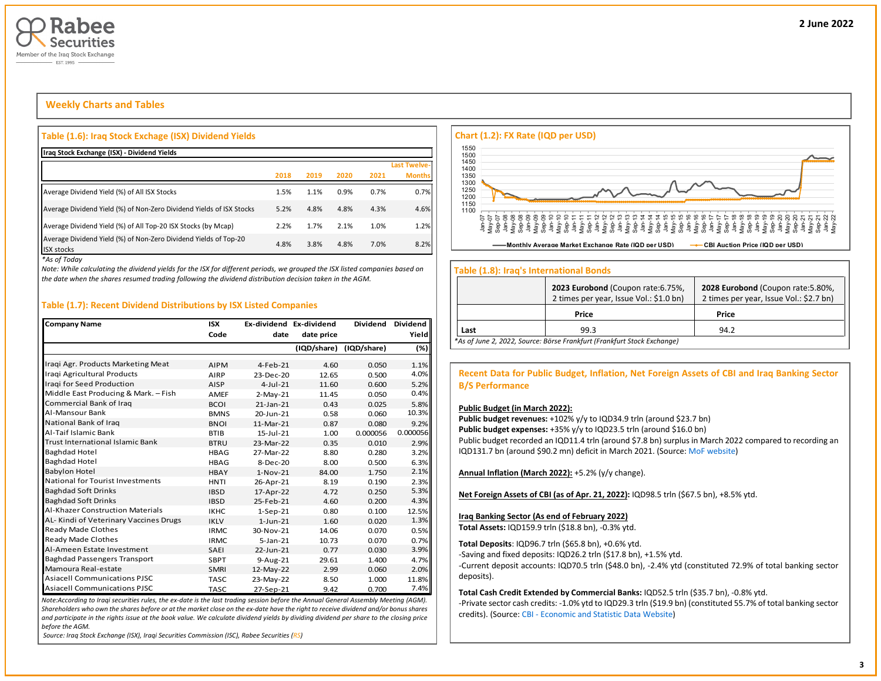2 June 2022

## Weekly Charts and Tables

### Table (1.6): Iraq Stock Exchange (ISX) Dividend Yields

**Iraq Stock Exchange (ISX) - Dividend Yields**

| | 2018 | 2019 | 2020 | 2021 | Last Twelve-Months |
|---|---|---|---|---|---|
| Average Dividend Yield (%) of All ISX Stocks | 1.5% | 1.1% | 0.9% | 0.7% | 0.7% |
| Average Dividend Yield (%) of Non-Zero Dividend Yields of ISX Stocks | 5.2% | 4.8% | 4.8% | 4.3% | 4.6% |
| Average Dividend Yield (%) of All Top-20 ISX Stocks (by Mcap) | 2.2% | 1.7% | 2.1% | 1.0% | 1.2% |
| Average Dividend Yield (%) of Non-Zero Dividend Yields of Top-20 ISX stocks | 4.8% | 3.8% | 4.8% | 7.0% | 8.2% |

*\*As of Today*

*Note: While calculating the dividend yields for the ISX for different periods, we grouped the ISX listed companies based on the date when the shares resumed trading following the dividend distribution decision taken in the AGM.*

### Table (1.7): Recent Dividend Distributions by ISX Listed Companies

| Company Name | ISX Code | Ex-dividend date | Ex-dividend date price (IQD/share) | Dividend (IQD/share) | Dividend Yield (%) |
|---|---|---|---|---|---|
| Iraqi Agr. Products Marketing Meat | AIPM | 4-Feb-21 | 4.60 | 0.050 | 1.1% |
| Iraqi Agricultural Products | AIRP | 23-Dec-20 | 12.65 | 0.500 | 4.0% |
| Iraqi for Seed Production | AISP | 4-Jul-21 | 11.60 | 0.600 | 5.2% |
| Middle East Producing & Mark. – Fish | AMEF | 2-May-21 | 11.45 | 0.050 | 0.4% |
| Commercial Bank of Iraq | BCOI | 21-Jan-21 | 0.43 | 0.025 | 5.8% |
| Al-Mansour Bank | BMNS | 20-Jun-21 | 0.58 | 0.060 | 10.3% |
| National Bank of Iraq | BNOI | 11-Mar-21 | 0.87 | 0.080 | 9.2% |
| Al-Taif Islamic Bank | BTIB | 15-Jul-21 | 1.00 | 0.000056 | 0.000056 |
| Trust International Islamic Bank | BTRU | 23-Mar-22 | 0.35 | 0.010 | 2.9% |
| Baghdad Hotel | HBAG | 27-Mar-22 | 8.80 | 0.280 | 3.2% |
| Baghdad Hotel | HBAG | 8-Dec-20 | 8.00 | 0.500 | 6.3% |
| Babylon Hotel | HBAY | 1-Nov-21 | 84.00 | 1.750 | 2.1% |
| National for Tourist Investments | HNTI | 26-Apr-21 | 8.19 | 0.190 | 2.3% |
| Baghdad Soft Drinks | IBSD | 17-Apr-22 | 4.72 | 0.250 | 5.3% |
| Baghdad Soft Drinks | IBSD | 25-Feb-21 | 4.60 | 0.200 | 4.3% |
| Al-Khazer Construction Materials | IKHC | 1-Sep-21 | 0.80 | 0.100 | 12.5% |
| AL- Kindi of Veterinary Vaccines Drugs | IKLV | 1-Jun-21 | 1.60 | 0.020 | 1.3% |
| Ready Made Clothes | IRMC | 30-Nov-21 | 14.06 | 0.070 | 0.5% |
| Ready Made Clothes | IRMC | 5-Jan-21 | 10.73 | 0.070 | 0.7% |
| Al-Ameen Estate Investment | SAEI | 22-Jun-21 | 0.77 | 0.030 | 3.9% |
| Baghdad Passengers Transport | SBPT | 9-Aug-21 | 29.61 | 1.400 | 4.7% |
| Mamoura Real-estate | SMRI | 12-May-22 | 2.99 | 0.060 | 2.0% |
| Asiacell Communications PJSC | TASC | 23-May-22 | 8.50 | 1.000 | 11.8% |
| Asiacell Communications PJSC | TASC | 27-Sep-21 | 9.42 | 0.700 | 7.4% |

*Note:According to Iraqi securities rules, the ex-date is the last trading session before the Annual General Assembly Meeting (AGM). Shareholders who own the shares before or at the market close on the ex-date have the right to receive dividend and/or bonus shares and participate in the rights issue at the book value. We calculate dividend yields by dividing dividend per share to the closing price before the AGM.*

*Source: Iraq Stock Exchange (ISX), Iraqi Securities Commission (ISC), Rabee Securities (RS)*

### Chart (1.2): FX Rate (IQD per USD)

Monthly Average Market Exchange Rate (IQD per USD) — CBI Auction Price (IQD per USD)

### Table (1.8): Iraq's International Bonds

| | **2023 Eurobond** (Coupon rate:6.75%, 2 times per year, Issue Vol.: $1.0 bn) | **2028 Eurobond** (Coupon rate:5.80%, 2 times per year, Issue Vol.: $2.7 bn) |
|---|---|---|
| | **Price** | **Price** |
| Last | 99.3 | 94.2 |

*\*As of June 2, 2022, Source: Börse Frankfurt (Frankfurt Stock Exchange)*

### Recent Data for Public Budget, Inflation, Net Foreign Assets of CBI and Iraq Banking Sector B/S Performance

**Public Budget (in March 2022):**

**Public budget revenues:** +102% y/y to IQD34.9 trln (around $23.7 bn)

**Public budget expenses:** +35% y/y to IQD23.5 trln (around $16.0 bn)

Public budget recorded an IQD11.4 trln (around $7.8 bn) surplus in March 2022 compared to recording an IQD131.7 bn (around $90.2 mn) deficit in March 2021. (Source: MoF website)

**Annual Inflation (March 2022):** +5.2% (y/y change).

**Net Foreign Assets of CBI (as of Apr. 21, 2022):** IQD98.5 trln ($67.5 bn), +8.5% ytd.

**Iraq Banking Sector (As end of February 2022)**

**Total Assets:** IQD159.9 trln ($18.8 bn), -0.3% ytd.

**Total Deposits**: IQD96.7 trln ($65.8 bn), +0.6% ytd.

-Saving and fixed deposits: IQD26.2 trln ($17.8 bn), +1.5% ytd.

-Current deposit accounts: IQD70.5 trln ($48.0 bn), -2.4% ytd (constituted 72.9% of total banking sector deposits).

**Total Cash Credit Extended by Commercial Banks:** IQD52.5 trln ($35.7 bn), -0.8% ytd.

-Private sector cash credits: -1.0% ytd to IQD29.3 trln ($19.9 bn) (constituted 55.7% of total banking sector credits). (Source: CBI - Economic and Statistic Data Website)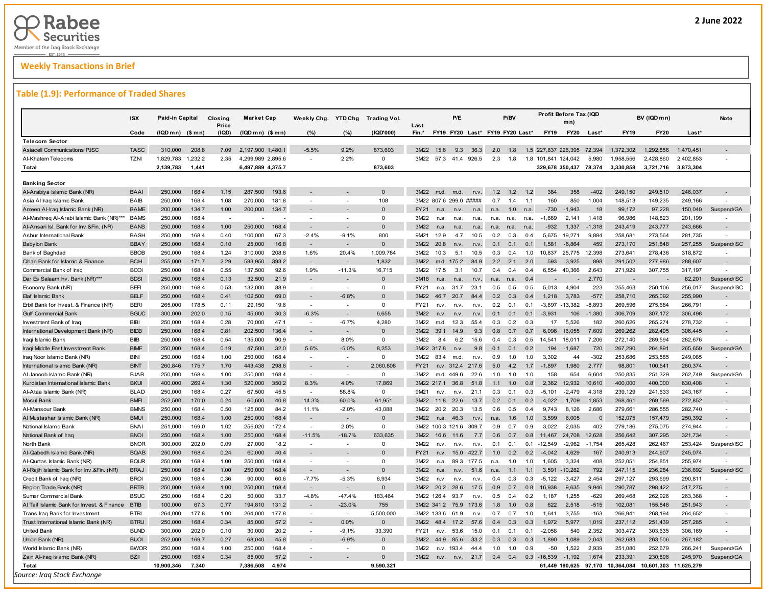**Weekly Transactions in Brief**

2 June 2022

## Table (1.9): Performance of Traded Shares

| | ISX | Paid-in Capital | | Closing Price | Market Cap | | Weekly Chg. | YTD Chg | Trading Vol. | Last | P/E | | | P/BV | | | Profit Before Tax (IQD mn) | | | BV (IQD mn) | | | Note |
|---|---|---|---|---|---|---|---|---|---|---|---|---|---|---|---|---|---|---|---|---|---|---|---|
| | Code | (IQD mn) | ($ mn) | (IQD) | (IQD mn) | ($ mn) | (%) | (%) | (IQD'000) | Fin.* | FY19 | FY20 | Last* | FY19 | FY20 | Last* | FY19 | FY20 | Last* | FY19 | FY20 | Last* | |
| **Telecom Sector** | | | | | | | | | | | | | | | | | | | | | | | |
| Asiacell Communications PJSC | TASC | 310,000 | 208.8 | 7.09 | 2,197,900 | 1,480.1 | -5.5% | 9.2% | 873,603 | 3M22 | 15.6 | 9.3 | 36.3 | 2.0 | 1.8 | 1.5 | 227,837 | 226,395 | 72,394 | 1,372,302 | 1,292,856 | 1,470,451 | - |
| Al-Khatem Telecoms | TZNI | 1,829,783 | 1,232.2 | 2.35 | 4,299,989 | 2,895.6 | - | 2.2% | 0 | 3M22 | 57.3 | 41.4 | 926.5 | 2.3 | 1.8 | 1.8 | 101,841 | 124,042 | 5,980 | 1,958,556 | 2,428,860 | 2,402,853 | - |
| **Total** | | **2,139,783** | **1,441** | | **6,497,889** | **4,375.7** | | | **873,603** | | | | | | | | **329,678** | **350,437** | **78,374** | **3,330,858** | **3,721,716** | **3,873,304** | |
| **Banking Sector** | | | | | | | | | | | | | | | | | | | | | | | |
| Al-Arabiya Islamic Bank (NR) | BAAI | 250,000 | 168.4 | 1.15 | 287,500 | 193.6 | - | - | 0 | 3M22 | m.d. | m.d. | n.v. | 1.2 | 1.2 | 1.2 | 384 | 358 | -402 | 249,150 | 249,510 | 246,037 | - |
| Asia Al Iraq Islamic Bank | BAIB | 250,000 | 168.4 | 1.08 | 270,000 | 181.8 | - | - | 108 | 3M22 | 807.6 | 299.0 | ##### | 0.7 | 1.4 | 1.1 | 160 | 850 | 1,004 | 148,513 | 149,235 | 249,166 | - |
| Ameen Al-Iraq Islamic Bank (NR) | BAME | 200,000 | 134.7 | 1.00 | 200,000 | 134.7 | - | - | 0 | FY21 | n.a. | n.v. | n.a. | n.a. | 1.0 | n.a. | -730 | -1,943 | 18 | 99,172 | 97,228 | 150,040 | Suspend/GA |
| Al-Mashreq Al-Arabi Islamic Bank (NR)*** | BAMS | 250,000 | 168.4 | - | - | - | - | - | 0 | 3M22 | n.a. | n.a. | n.a. | n.a. | n.a. | n.a. | -1,689 | 2,141 | 1,418 | 96,986 | 148,823 | 201,199 | - |
| Al-Ansari Isl. Bank for Inv.&Fin. (NR) | BANS | 250,000 | 168.4 | 1.00 | 250,000 | 168.4 | - | - | 0 | 3M22 | n.a. | n.a. | n.a. | n.a. | n.a. | n.a. | -932 | 1,337 | -1,318 | 243,419 | 243,777 | 243,666 | - |
| Ashur International Bank | BASH | 250,000 | 168.4 | 0.40 | 100,000 | 67.3 | -2.4% | -9.1% | 800 | 9M21 | 12.9 | 4.7 | 10.5 | 0.2 | 0.3 | 0.4 | 5,675 | 19,271 | 9,884 | 258,681 | 273,564 | 281,735 | - |
| Babylon Bank | BBAY | 250,000 | 168.4 | 0.10 | 25,000 | 16.8 | - | - | 0 | 3M22 | 20.8 | n.v. | n.v. | 0.1 | 0.1 | 0.1 | 1,581 | -6,864 | 459 | 273,170 | 251,848 | 257,255 | Suspend/ISC |
| Bank of Baghdad | BBOB | 250,000 | 168.4 | 1.24 | 310,000 | 208.8 | 1.6% | 20.4% | 1,009,784 | 3M22 | 10.3 | 5.1 | 10.5 | 0.3 | 0.4 | 1.0 | 10,837 | 25,775 | 12,398 | 273,641 | 278,436 | 318,872 | - |
| Cihan Bank for Islamic & Finance | BCIH | 255,000 | 171.7 | 2.29 | 583,950 | 393.2 | - | - | 1,832 | 3M22 | m.d. | 175.2 | 84.9 | 2.2 | 2.1 | 2.0 | 593 | 3,925 | 898 | 291,502 | 277,986 | 288,607 | - |
| Commercial Bank of Iraq | BCOI | 250,000 | 168.4 | 0.55 | 137,500 | 92.6 | 1.9% | -11.3% | 16,715 | 3M22 | 17.5 | 3.1 | 10.7 | 0.4 | 0.4 | 0.4 | 6,554 | 40,366 | 2,643 | 271,929 | 307,755 | 317,197 | - |
| Dar Es Salaam Inv. Bank (NR)*** | BDSI | 250,000 | 168.4 | 0.13 | 32,500 | 21.9 | - | - | 0 | 3M18 | n.a. | n.a. | n.v. | n.a. | n.a. | 0.4 | - | - | 2,770 | - | - | 82,201 | Suspend/ISC |
| Economy Bank (NR) | BEFI | 250,000 | 168.4 | 0.53 | 132,000 | 88.9 | - | - | 0 | FY21 | n.a. | 31.7 | 23.1 | 0.5 | 0.5 | 0.5 | 5,013 | 4,904 | 223 | 255,463 | 250,106 | 256,017 | Suspend/ISC |
| Elaf Islamic Bank | BELF | 250,000 | 168.4 | 0.41 | 102,500 | 69.0 | - | -6.8% | 0 | 3M22 | 46.7 | 20.7 | 84.4 | 0.2 | 0.3 | 0.4 | 1,218 | 3,783 | -577 | 258,710 | 265,092 | 255,990 | - |
| Erbil Bank for Invest. & Finance (NR) | BERI | 265,000 | 178.5 | 0.11 | 29,150 | 19.6 | - | - | 0 | FY21 | n.v. | n.v. | n.v. | 0.2 | 0.1 | 0.1 | -3,897 | -13,382 | -8,893 | 269,596 | 275,684 | 266,791 | - |
| Gulf Commercial Bank | BGUC | 300,000 | 202.0 | 0.15 | 45,000 | 30.3 | -6.3% | - | 6,655 | 3M22 | n.v. | n.v. | n.v. | 0.1 | 0.1 | 0.1 | -3,931 | 106 | -1,380 | 306,709 | 307,172 | 306,498 | - |
| Investment Bank of Iraq | BIBI | 250,000 | 168.4 | 0.28 | 70,000 | 47.1 | - | -6.7% | 4,280 | 3M22 | m.d. | 12.3 | 55.4 | 0.3 | 0.2 | 0.3 | 17 | 5,526 | 182 | 260,626 | 265,274 | 278,732 | - |
| International Development Bank (NR) | BIDB | 250,000 | 168.4 | 0.81 | 202,500 | 136.4 | - | - | 0 | 3M22 | 39.1 | 14.9 | 9.3 | 0.8 | 0.7 | 0.7 | 6,096 | 16,055 | 7,609 | 269,262 | 282,495 | 306,445 | - |
| Iraqi Islamic Bank | BIIB | 250,000 | 168.4 | 0.54 | 135,000 | 90.9 | - | 8.0% | 0 | 3M22 | 8.4 | 6.2 | 15.6 | 0.4 | 0.3 | 0.5 | 14,541 | 18,011 | 7,206 | 272,140 | 289,594 | 282,676 | - |
| Iraqi Middle East Investment Bank | BIME | 250,000 | 168.4 | 0.19 | 47,500 | 32.0 | 5.6% | -5.0% | 8,253 | 3M22 | 317.8 | n.v. | 9.8 | 0.1 | 0.1 | 0.2 | 194 | -1,687 | 720 | 267,290 | 264,891 | 265,650 | Suspend/GA |
| Iraq Noor Islamic Bank (NR) | BINI | 250,000 | 168.4 | 1.00 | 250,000 | 168.4 | - | - | 0 | 3M22 | 83.4 | m.d. | n.v. | 0.9 | 1.0 | 1.0 | 3,302 | 44 | -302 | 253,686 | 253,585 | 249,085 | - |
| International Islamic Bank (NR) | BINT | 260,846 | 175.7 | 1.70 | 443,438 | 298.6 | - | - | 2,060,808 | FY21 | n.v. | 312.4 | 217.6 | 5.0 | 4.2 | 1.7 | -1,897 | 1,980 | 2,777 | 98,801 | 100,541 | 260,374 | - |
| Al Janoob Islamic Bank (NR) | BJAB | 250,000 | 168.4 | 1.00 | 250,000 | 168.4 | - | - | 0 | 3M22 | m.d. | 449.6 | 22.6 | 1.0 | 1.0 | 1.0 | 158 | 654 | 6,604 | 250,835 | 251,329 | 262,749 | Suspend/GA |
| Kurdistan International Islamic Bank | BKUI | 400,000 | 269.4 | 1.30 | 520,000 | 350.2 | 8.3% | 4.0% | 17,869 | 3M22 | 217.1 | 36.8 | 51.8 | 1.1 | 1.0 | 0.8 | 2,362 | 12,932 | 10,610 | 400,000 | 400,000 | 630,408 | - |
| Al-Ataa Islamic Bank (NR) | BLAD | 250,000 | 168.4 | 0.27 | 67,500 | 45.5 | - | 58.8% | 0 | 9M21 | n.v. | n.v. | 21.1 | 0.3 | 0.1 | 0.3 | -5,101 | -2,479 | 4,318 | 239,129 | 241,633 | 243,167 | - |
| Mosul Bank | BMFI | 252,500 | 170.0 | 0.24 | 60,600 | 40.8 | 14.3% | 60.0% | 61,951 | 3M22 | 11.8 | 22.6 | 13.7 | 0.2 | 0.2 | 0.2 | 4,022 | 1,709 | 1,853 | 268,461 | 269,589 | 272,852 | - |
| Al-Mansour Bank | BMNS | 250,000 | 168.4 | 0.50 | 125,000 | 84.2 | 11.1% | -2.0% | 43,088 | 3M22 | 20.2 | 20.3 | 13.5 | 0.6 | 0.5 | 0.4 | 9,743 | 8,126 | 2,686 | 279,661 | 286,555 | 282,740 | - |
| Al Mustashar Islamic Bank (NR) | BMUI | 250,000 | 168.4 | 1.00 | 250,000 | 168.4 | - | - | 0 | 3M22 | n.a. | 46.3 | n.v. | n.a. | 1.6 | 1.0 | 3,599 | 6,005 | 0 | 152,075 | 157,479 | 250,392 | - |
| National Islamic Bank | BNAI | 251,000 | 169.0 | 1.02 | 256,020 | 172.4 | - | 2.0% | 0 | 3M22 | 100.3 | 121.6 | 309.7 | 0.9 | 0.7 | 0.9 | 3,022 | 2,035 | 402 | 279,186 | 275,075 | 274,944 | - |
| National Bank of Iraq | BNOI | 250,000 | 168.4 | 1.00 | 250,000 | 168.4 | -11.5% | -18.7% | 633,635 | 3M22 | 16.6 | 11.6 | 7.7 | 0.6 | 0.7 | 0.8 | 11,467 | 24,708 | 12,628 | 256,642 | 307,295 | 321,734 | - |
| North Bank | BNOR | 300,000 | 202.0 | 0.09 | 27,000 | 18.2 | - | - | 0 | 3M22 | n.v. | n.v. | n.v. | 0.1 | 0.1 | 0.1 | -12,549 | -2,962 | -1,754 | 265,428 | 262,467 | 253,424 | Suspend/ISC |
| Al-Qabedh Islamic Bank (NR) | BQAB | 250,000 | 168.4 | 0.24 | 60,000 | 40.4 | - | - | 0 | FY21 | n.v. | 15.0 | 422.7 | 1.0 | 0.2 | 0.2 | -4,042 | 4,629 | 167 | 240,913 | 244,907 | 245,074 | - |
| Al-Qurtas Islamic Bank (NR) | BQUR | 250,000 | 168.4 | 1.00 | 250,000 | 168.4 | - | - | 0 | 3M22 | n.a. | 89.3 | 177.5 | n.a. | 1.0 | 1.0 | 1,605 | 3,324 | 408 | 252,051 | 254,851 | 255,974 | - |
| Al-Rajih Islamic Bank for Inv.&Fin. (NR) | BRAJ | 250,000 | 168.4 | 1.00 | 250,000 | 168.4 | - | - | 0 | 3M22 | n.a. | n.v. | 51.6 | n.a. | 1.1 | 1.1 | 3,591 | -10,282 | 792 | 247,115 | 236,284 | 236,692 | Suspend/ISC |
| Credit Bank of Iraq (NR) | BROI | 250,000 | 168.4 | 0.36 | 90,000 | 60.6 | -7.7% | -5.3% | 6,934 | 3M22 | n.v. | n.v. | n.v. | 0.4 | 0.3 | 0.3 | -5,122 | -3,427 | 2,454 | 297,127 | 293,699 | 290,811 | - |
| Region Trade Bank (NR) | BRTB | 250,000 | 168.4 | 1.00 | 250,000 | 168.4 | - | - | 0 | 3M22 | 20.2 | 28.6 | 17.5 | 0.9 | 0.7 | 0.8 | 16,938 | 9,635 | 9,946 | 290,787 | 298,422 | 317,275 | - |
| Sumer Commercial Bank | BSUC | 250,000 | 168.4 | 0.20 | 50,000 | 33.7 | -4.8% | -47.4% | 183,464 | 3M22 | 126.4 | 93.7 | n.v. | 0.5 | 0.4 | 0.2 | 1,187 | 1,255 | -629 | 269,468 | 262,926 | 263,368 | - |
| Al Taif Islamic Bank for Invest. & Finance | BTIB | 100,000 | 67.3 | 0.77 | 194,810 | 131.2 | - | -23.0% | 755 | 3M22 | 341.2 | 75.9 | 173.6 | 1.8 | 1.0 | 0.8 | 622 | 2,518 | -515 | 102,081 | 155,848 | 251,943 | - |
| Trans Iraq Bank for Investment | BTRI | 264,000 | 177.8 | 1.00 | 264,000 | 177.8 | - | - | 5,500,000 | 3M22 | 133.6 | 61.9 | n.v. | 0.7 | 0.7 | 1.0 | 1,641 | 3,755 | -163 | 266,941 | 268,194 | 264,652 | - |
| Trust International Islamic Bank (NR) | BTRU | 250,000 | 168.4 | 0.34 | 85,000 | 57.2 | - | 0.0% | 0 | 3M22 | 48.4 | 17.2 | 57.6 | 0.4 | 0.3 | 0.3 | 1,972 | 5,977 | 1,019 | 237,112 | 251,439 | 257,285 | - |
| United Bank | BUND | 300,000 | 202.0 | 0.10 | 30,000 | 20.2 | - | -9.1% | 33,390 | FY21 | n.v. | 53.6 | 15.0 | 0.1 | 0.1 | 0.1 | -2,058 | 540 | 2,352 | 303,472 | 303,635 | 306,169 | - |
| Union Bank (NR) | BUOI | 252,000 | 169.7 | 0.27 | 68,040 | 45.8 | - | -6.9% | 0 | 3M22 | 44.9 | 85.6 | 33.2 | 0.3 | 0.3 | 0.3 | 1,890 | 1,089 | 2,043 | 262,683 | 263,506 | 267,182 | - |
| World Islamic Bank (NR) | BWOR | 250,000 | 168.4 | 1.00 | 250,000 | 168.4 | - | - | 0 | 3M22 | n.v. | 193.4 | 44.4 | 1.0 | 1.0 | 0.9 | -50 | 1,522 | 2,939 | 251,080 | 252,679 | 266,241 | Suspend/GA |
| Zain Al-Iraq Islamic Bank (NR) | BZII | 250,000 | 168.4 | 0.34 | 85,000 | 57.2 | - | - | 0 | 3M22 | n.v. | n.v. | 21.7 | 0.4 | 0.4 | 0.3 | -16,539 | -1,192 | 1,674 | 233,391 | 230,896 | 245,970 | Suspend/GA |
| **Total** | | **10,900,346** | **7,340** | | **7,386,508** | **4,974** | | | **9,590,321** | | | | | | | | **61,449** | **190,625** | **97,170** | **10,364,084** | **10,601,303** | **11,625,279** | |

*Source: Iraq Stock Exchange*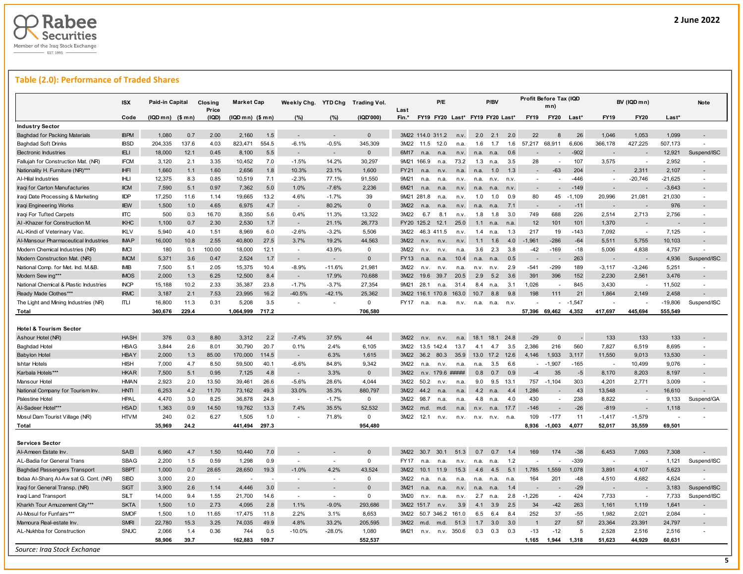Rabee Securities
Member of the Iraq Stock Exchange
EST. 1995

2 June 2022

## Table (2.0): Performance of Traded Shares

| | ISX | Paid-in Capital | | Closing Price | Market Cap | | Weekly Chg. | YTD Chg | Trading Vol. | Last | P/E | | | P/BV | | | Profit Before Tax (IQD mn) | | | BV (IQD mn) | | | Note |
|---|---|---|---|---|---|---|---|---|---|---|---|---|---|---|---|---|---|---|---|---|---|---|---|
| | Code | (IQD mn) | ($ mn) | (IQD) | (IQD mn) | ($ mn) | (%) | (%) | (IQD'000) | Fin.* | FY19 | FY20 | Last* | FY19 | FY20 | Last* | FY19 | FY20 | Last* | FY19 | FY20 | Last* | |
| **Industry Sector** | | | | | | | | | | | | | | | | | | | | | | | |
| Baghdad for Packing Materials | IBPM | 1,080 | 0.7 | 2.00 | 2,160 | 1.5 | - | - | 0 | 3M22 | 114.0 | 311.2 | n.v. | 2.0 | 2.1 | 2.0 | 22 | 8 | 26 | 1,046 | 1,053 | 1,099 | - |
| Baghdad Soft Drinks | IBSD | 204,335 | 137.6 | 4.03 | 823,471 | 554.5 | -6.1% | -0.5% | 345,309 | 3M22 | 11.5 | 12.0 | n.a. | 1.6 | 1.7 | 1.6 | 57,217 | 68,911 | 6,606 | 366,178 | 427,225 | 507,173 | - |
| Electronic Industries | IELI | 18,000 | 12.1 | 0.45 | 8,100 | 5.5 | - | - | 0 | 6M17 | n.a. | n.a. | n.v. | n.a. | n.a. | 0.6 | - | - | -902 | - | - | 12,921 | Suspend/ISC |
| Fallujah for Construction Mat. (NR) | IFCM | 3,120 | 2.1 | 3.35 | 10,452 | 7.0 | -1.5% | 14.2% | 30,297 | 9M21 | 166.9 | n.a. | 73.2 | 1.3 | n.a. | 3.5 | 28 | - | 107 | 3,575 | - | 2,952 | - |
| Nationality H. Furniture (NR)*** | IHFI | 1,660 | 1.1 | 1.60 | 2,656 | 1.8 | 10.3% | 23.1% | 1,600 | FY21 | n.a. | n.v. | n.a. | n.a. | 1.0 | 1.3 | - | -63 | 204 | - | 2,311 | 2,107 | - |
| Al-Hilal Industries | IHLI | 12,375 | 8.3 | 0.85 | 10,519 | 7.1 | -2.3% | 77.1% | 91,550 | 9M21 | n.a. | n.a. | n.v. | n.a. | n.v. | n.v. | - | - | -446 | - | -20,746 | -21,625 | - |
| Iraqi for Carton Manufacturies | IICM | 7,590 | 5.1 | 0.97 | 7,362 | 5.0 | 1.0% | -7.6% | 2,236 | 6M21 | n.a. | n.a. | n.v. | n.a. | n.a. | n.v. | - | - | -149 | - | - | -3,643 | - |
| Iraqi Date Processing & Marketing | IIDP | 17,250 | 11.6 | 1.14 | 19,665 | 13.2 | 4.6% | -1.7% | 39 | 9M21 | 281.8 | n.a. | n.v. | 1.0 | 1.0 | 0.9 | 80 | 45 | -1,109 | 20,996 | 21,081 | 21,030 | - |
| Iraqi Engineering Works | IIEW | 1,500 | 1.0 | 4.65 | 6,975 | 4.7 | - | 80.2% | 0 | 3M22 | n.a. | n.a. | n.v. | n.a. | n.a. | 7.1 | - | - | -11 | - | - | 976 | - |
| Iraqi For Tufted Carpets | IITC | 500 | 0.3 | 16.70 | 8,350 | 5.6 | 0.4% | 11.3% | 13,322 | 3M22 | 6.7 | 8.1 | n.v. | 1.8 | 1.8 | 3.0 | 749 | 688 | 226 | 2,514 | 2,713 | 2,756 | - |
| Al -Khazer for Construction M. | IKHC | 1,100 | 0.7 | 2.30 | 2,530 | 1.7 | - | 21.1% | 26,773 | FY20 | 125.2 | 12.1 | 25.0 | 1.1 | n.a. | n.a. | 12 | 101 | 101 | 1,370 | - | - | - |
| AL-Kindi of Veterinary Vac. | IKLV | 5,940 | 4.0 | 1.51 | 8,969 | 6.0 | -2.6% | -3.2% | 5,506 | 3M22 | 46.3 | 411.5 | n.v. | 1.4 | n.a. | 1.3 | 217 | 19 | -143 | 7,092 | - | 7,125 | - |
| Al-Mansour Pharmaceutical Industries | IMAP | 16,000 | 10.8 | 2.55 | 40,800 | 27.5 | 3.7% | 19.2% | 44,563 | 3M22 | n.v. | n.v. | n.v. | 1.1 | 1.6 | 4.0 | -1,961 | -286 | -64 | 5,511 | 5,755 | 10,103 | - |
| Modern Chemical Industries (NR) | IMCI | 180 | 0.1 | 100.00 | 18,000 | 12.1 | - | 43.9% | 0 | 3M22 | n.v. | n.v. | n.a. | 3.6 | 2.3 | 3.8 | -42 | -169 | -18 | 5,006 | 4,838 | 4,757 | - |
| Modern Construction Mat. (NR) | IMCM | 5,371 | 3.6 | 0.47 | 2,524 | 1.7 | - | - | 0 | FY13 | n.a. | n.a. | 10.4 | n.a. | n.a. | 0.5 | - | - | 263 | - | - | 4,936 | Suspend/ISC |
| National Comp. for Met. Ind. M.&B. | IMIB | 7,500 | 5.1 | 2.05 | 15,375 | 10.4 | -8.9% | -11.6% | 21,981 | 3M22 | n.v. | n.v. | n.a. | n.v. | n.v. | 2.9 | -541 | -299 | 189 | -3,117 | -3,246 | 5,251 | - |
| Modern Sewing*** | IMOS | 2,000 | 1.3 | 6.25 | 12,500 | 8.4 | - | 17.9% | 70,688 | 3M22 | 19.6 | 39.7 | 20.5 | 2.9 | 5.2 | 3.6 | 391 | 396 | 152 | 2,230 | 2,561 | 3,476 | - |
| National Chemical & Plastic Industries | INCP | 15,188 | 10.2 | 2.33 | 35,387 | 23.8 | -1.7% | -3.7% | 27,354 | 9M21 | 28.1 | n.a. | 31.4 | 8.4 | n.a. | 3.1 | 1,026 | - | 845 | 3,430 | - | 11,502 | - |
| Ready Made Clothes*** | IRMC | 3,187 | 2.1 | 7.53 | 23,995 | 16.2 | -40.5% | -42.1% | 25,362 | 3M22 | 116.1 | 170.8 | 163.0 | 10.7 | 8.8 | 9.8 | 198 | 111 | 21 | 1,864 | 2,149 | 2,458 | - |
| The Light and Mining Industries (NR) | ITLI | 16,800 | 11.3 | 0.31 | 5,208 | 3.5 | - | - | 0 | FY17 | n.a. | n.a. | n.v. | n.a. | n.a. | n.v. | - | - | -1,547 | - | - | -19,806 | Suspend/ISC |
| **Total** | | **340,676** | **229.4** | | **1,064,999** | **717.2** | | | **706,580** | | | | | | | | **57,396** | **69,462** | **4,352** | **417,697** | **445,694** | **555,549** | |
| **Hotel & Tourism Sector** | | | | | | | | | | | | | | | | | | | | | | | |
| Ashour Hotel (NR) | HASH | 376 | 0.3 | 8.80 | 3,312 | 2.2 | -7.4% | 37.5% | 44 | 3M22 | n.v. | n.v. | n.a. | 18.1 | 18.1 | 24.8 | -29 | 0 | - | 133 | 133 | 133 | - |
| Baghdad Hotel | HBAG | 3,844 | 2.6 | 8.01 | 30,790 | 20.7 | 0.1% | 2.4% | 6,105 | 3M22 | 13.5 | 142.4 | 13.7 | 4.1 | 4.7 | 3.5 | 2,386 | 216 | 560 | 7,827 | 6,519 | 8,695 | - |
| Babylon Hotel | HBAY | 2,000 | 1.3 | 85.00 | 170,000 | 114.5 | - | 6.3% | 1,615 | 3M22 | 36.2 | 80.3 | 35.9 | 13.0 | 17.2 | 12.6 | 4,146 | 1,933 | 3,117 | 11,550 | 9,013 | 13,530 | - |
| Ishtar Hotels | HISH | 7,000 | 4.7 | 8.50 | 59,500 | 40.1 | -6.6% | 84.8% | 9,342 | 3M22 | n.a. | n.a. | n.a. | n.a. | 3.5 | 6.6 | - | -1,907 | -165 | - | 10,499 | 9,076 | - |
| Karbala Hotels*** | HKAR | 7,500 | 5.1 | 0.95 | 7,125 | 4.8 | - | 3.3% | 0 | 3M22 | n.v. | 179.6 | ##### | 0.8 | 0.7 | 0.9 | -4 | 35 | -5 | 8,170 | 8,203 | 8,197 | - |
| Mansour Hotel | HMAN | 2,923 | 2.0 | 13.50 | 39,461 | 26.6 | -5.6% | 28.6% | 4,044 | 3M22 | 50.2 | n.v. | n.a. | 9.0 | 9.5 | 13.1 | 757 | -1,104 | 303 | 4,201 | 2,771 | 3,009 | - |
| National Company for Tourism Inv. | HNTI | 6,253 | 4.2 | 11.70 | 73,162 | 49.3 | 33.0% | 35.3% | 880,797 | 3M22 | 44.2 | n.a. | n.a. | 4.2 | n.a. | 4.4 | 1,286 | - | 43 | 13,548 | - | 16,610 | - |
| Palestine Hotel | HPAL | 4,470 | 3.0 | 8.25 | 36,878 | 24.8 | - | -1.7% | 0 | 3M22 | 98.7 | n.a. | n.a. | 4.8 | n.a. | 4.0 | 430 | - | 238 | 8,822 | - | 9,133 | Suspend/GA |
| Al-Sadeer Hotel*** | HSAD | 1,363 | 0.9 | 14.50 | 19,762 | 13.3 | 7.4% | 35.5% | 52,532 | 3M22 | m.d. | m.d. | n.a. | n.v. | n.a. | 17.7 | -146 | - | -26 | -819 | - | 1,118 | - |
| Mosul Dam Tourist Village (NR) | HTVM | 240 | 0.2 | 6.27 | 1,505 | 1.0 | - | 71.8% | 0 | 3M22 | 12.1 | n.v. | n.v. | n.v. | n.v. | n.a. | 109 | -177 | 11 | -1,417 | -1,579 | - | - |
| **Total** | | **35,969** | **24.2** | | **441,494** | **297.3** | | | **954,480** | | | | | | | | **8,936** | **-1,003** | **4,077** | **52,017** | **35,559** | **69,501** | |
| **Services Sector** | | | | | | | | | | | | | | | | | | | | | | | |
| Al-Ameen Estate Inv. | SAEI | 6,960 | 4.7 | 1.50 | 10,440 | 7.0 | - | - | 0 | 3M22 | 30.7 | 30.1 | 51.3 | 0.7 | 0.7 | 1.4 | 169 | 174 | -38 | 6,453 | 7,093 | 7,308 | - |
| AL-Badia for General Trans | SBAG | 2,200 | 1.5 | 0.59 | 1,298 | 0.9 | - | - | 0 | FY17 | n.a. | n.a. | n.v. | n.a. | n.a. | 1.2 | - | - | -339 | - | - | 1,121 | Suspend/ISC |
| Baghdad Passengers Transport | SBPT | 1,000 | 0.7 | 28.65 | 28,650 | 19.3 | -1.0% | 4.2% | 43,524 | 3M22 | 10.1 | 11.9 | 15.3 | 4.6 | 4.5 | 5.1 | 1,785 | 1,559 | 1,078 | 3,891 | 4,107 | 5,623 | - |
| Ibdaa Al-Sharq Al-Awsat G. Cont. (NR) | SIBD | 3,000 | 2.0 | - | - | - | - | - | 0 | 3M22 | n.a. | n.a. | n.a. | n.a. | n.a. | n.a. | 164 | 201 | -48 | 4,510 | 4,682 | 4,624 | - |
| Iraqi for General Transp. (NR) | SIGT | 3,900 | 2.6 | 1.14 | 4,446 | 3.0 | - | - | 0 | 3M21 | n.a. | n.a. | n.v. | n.a. | n.a. | 1.4 | - | - | -29 | - | - | 3,183 | Suspend/ISC |
| Iraqi Land Transport | SILT | 14,000 | 9.4 | 1.55 | 21,700 | 14.6 | - | - | 0 | 3M20 | n.v. | n.a. | n.v. | 2.7 | n.a. | 2.8 | -1,226 | - | 424 | 7,733 | - | 7,733 | Suspend/ISC |
| Kharkh Tour Amuzement City*** | SKTA | 1,500 | 1.0 | 2.73 | 4,095 | 2.8 | 1.1% | -9.0% | 293,686 | 3M22 | 151.7 | n.v. | 3.9 | 4.1 | 3.9 | 2.5 | 34 | -42 | 263 | 1,161 | 1,119 | 1,641 | - |
| Al-Mosul for Funfairs*** | SMOF | 1,500 | 1.0 | 11.65 | 17,475 | 11.8 | 2.2% | 3.1% | 8,653 | 3M22 | 50.7 | 346.2 | 161.0 | 6.5 | 6.4 | 8.4 | 252 | 37 | -55 | 1,982 | 2,021 | 2,084 | - |
| Mamoura Real-estate Inv. | SMRI | 22,780 | 15.3 | 3.25 | 74,035 | 49.9 | 4.8% | 33.2% | 205,595 | 3M22 | m.d. | m.d. | 51.3 | 1.7 | 3.0 | 3.0 | 1 | 27 | 57 | 23,364 | 23,391 | 24,797 | - |
| AL-Nukhba for Construction | SNUC | 2,066 | 1.4 | 0.36 | 744 | 0.5 | -10.0% | -28.0% | 1,080 | 9M21 | n.v. | n.v. | 350.6 | 0.3 | 0.3 | 0.3 | -13 | -12 | 5 | 2,528 | 2,516 | 2,516 | - |
| | | **58,906** | **39.7** | | **162,883** | **109.7** | | | **552,537** | | | | | | | | **1,165** | **1,944** | **1,318** | **51,623** | **44,929** | **60,631** | |

*Source: Iraq Stock Exchange*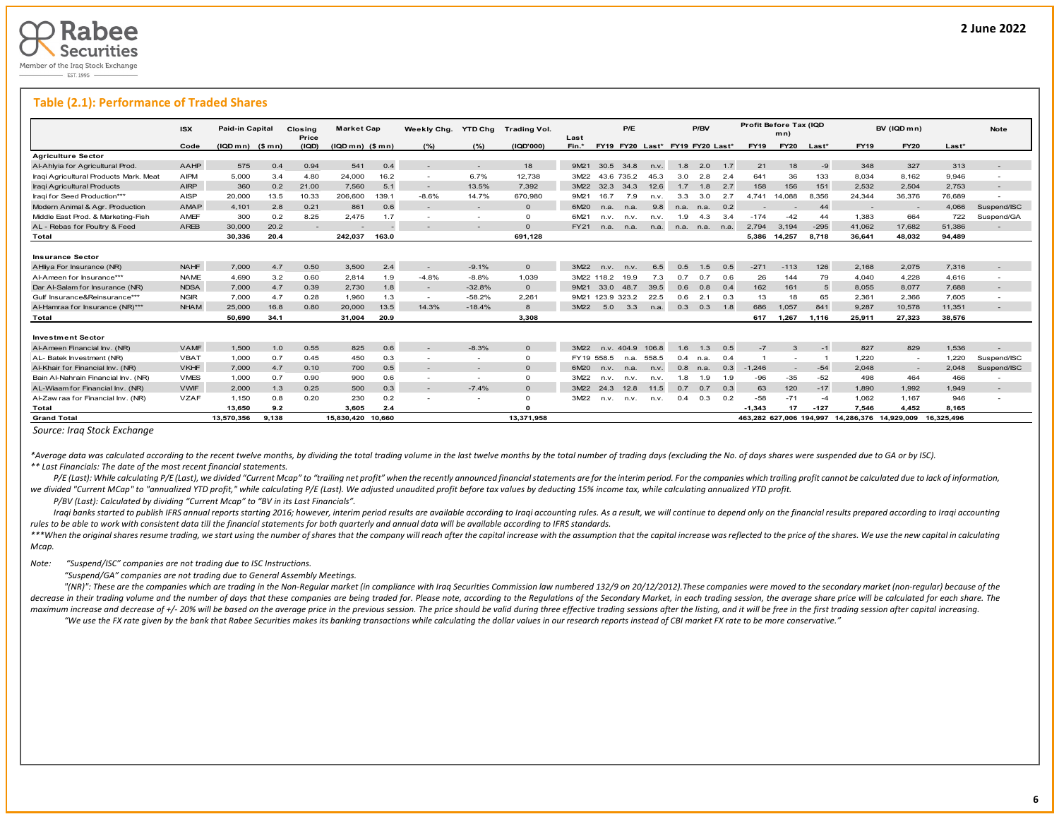## Table (2.1): Performance of Traded Shares

| | ISX | Paid-in Capital | | Closing Price | Market Cap | | Weekly Chg. | YTD Chg | Trading Vol. | Last | P/E | | | P/BV | | | Profit Before Tax (IQD mn) | | | BV (IQD mn) | | | Note |
|---|---|---|---|---|---|---|---|---|---|---|---|---|---|---|---|---|---|---|---|---|---|---|---|
| | Code | (IQD mn) | ($ mn) | (IQD) | (IQD mn) | ($ mn) | (%) | (%) | (IQD'000) | Fin.* | FY19 | FY20 | Last* | FY19 | FY20 | Last* | FY19 | FY20 | Last* | FY19 | FY20 | Last* | |
| **Agriculture Sector** | | | | | | | | | | | | | | | | | | | | | | | |
| Al-Ahlyia for Agricultural Prod. | AAHP | 575 | 0.4 | 0.94 | 541 | 0.4 | - | - | 18 | 9M21 | 30.5 | 34.8 | n.v. | 1.8 | 2.0 | 1.7 | 21 | 18 | -9 | 348 | 327 | 313 | - |
| Iraqi Agricultural Products Mark. Meat | AIPM | 5,000 | 3.4 | 4.80 | 24,000 | 16.2 | - | 6.7% | 12,738 | 3M22 | 43.6 | 735.2 | 45.3 | 3.0 | 2.8 | 2.4 | 641 | 36 | 133 | 8,034 | 8,162 | 9,946 | - |
| Iraqi Agricultural Products | AIRP | 360 | 0.2 | 21.00 | 7,560 | 5.1 | - | 13.5% | 7,392 | 3M22 | 32.3 | 34.3 | 12.6 | 1.7 | 1.8 | 2.7 | 158 | 156 | 151 | 2,532 | 2,504 | 2,753 | - |
| Iraqi for Seed Production*** | AISP | 20,000 | 13.5 | 10.33 | 206,600 | 139.1 | -8.6% | 14.7% | 670,980 | 9M21 | 16.7 | 7.9 | n.v. | 3.3 | 3.0 | 2.7 | 4,741 | 14,088 | 8,356 | 24,344 | 36,376 | 76,689 | - |
| Modern Animal & Agr. Production | AMAP | 4,101 | 2.8 | 0.21 | 861 | 0.6 | - | - | 0 | 6M20 | n.a. | n.a. | 9.8 | n.a. | n.a. | 0.2 | - | - | 44 | - | - | 4,066 | Suspend/ISC |
| Middle East Prod. & Marketing-Fish | AMEF | 300 | 0.2 | 8.25 | 2,475 | 1.7 | - | - | 0 | 6M21 | n.v. | n.v. | n.v. | 1.9 | 4.3 | 3.4 | -174 | -42 | 44 | 1,383 | 664 | 722 | Suspend/GA |
| AL - Rebas for Poultry & Feed | AREB | 30,000 | 20.2 | - | - | - | - | - | 0 | FY21 | n.a. | n.a. | n.a. | n.a. | n.a. | n.a. | 2,794 | 3,194 | -295 | 41,062 | 17,682 | 51,386 | - |
| **Total** | | **30,336** | **20.4** | | **242,037** | **163.0** | | | **691,128** | | | | | | | | **5,386** | **14,257** | **8,718** | **36,641** | **48,032** | **94,489** | |
| **Insurance Sector** | | | | | | | | | | | | | | | | | | | | | | | |
| AHliya For Insurance (NR) | NAHF | 7,000 | 4.7 | 0.50 | 3,500 | 2.4 | - | -9.1% | 0 | 3M22 | n.v. | n.v. | 6.5 | 0.5 | 1.5 | 0.5 | -271 | -113 | 126 | 2,168 | 2,075 | 7,316 | - |
| Al-Ameen for Insurance*** | NAME | 4,690 | 3.2 | 0.60 | 2,814 | 1.9 | -4.8% | -8.8% | 1,039 | 3M22 | 118.2 | 19.9 | 7.3 | 0.7 | 0.7 | 0.6 | 26 | 144 | 79 | 4,040 | 4,228 | 4,616 | - |
| Dar Al-Salam for Insurance (NR) | NDSA | 7,000 | 4.7 | 0.39 | 2,730 | 1.8 | - | -32.8% | 0 | 9M21 | 33.0 | 48.7 | 39.5 | 0.6 | 0.8 | 0.4 | 162 | 161 | 5 | 8,055 | 8,077 | 7,688 | - |
| Gulf Insurance&Reinsurance*** | NGIR | 7,000 | 4.7 | 0.28 | 1,960 | 1.3 | - | -58.2% | 2,261 | 9M21 | 123.9 | 323.2 | 22.5 | 0.6 | 2.1 | 0.3 | 13 | 18 | 65 | 2,361 | 2,366 | 7,605 | - |
| Al-Hamraa for Insurance (NR)*** | NHAM | 25,000 | 16.8 | 0.80 | 20,000 | 13.5 | 14.3% | -18.4% | 8 | 3M22 | 5.0 | 3.3 | n.a. | 0.3 | 0.3 | 1.8 | 686 | 1,057 | 841 | 9,287 | 10,578 | 11,351 | - |
| **Total** | | **50,690** | **34.1** | | **31,004** | **20.9** | | | **3,308** | | | | | | | | **617** | **1,267** | **1,116** | **25,911** | **27,323** | **38,576** | |
| **Investment Sector** | | | | | | | | | | | | | | | | | | | | | | | |
| Al-Ameen Financial Inv. (NR) | VAMF | 1,500 | 1.0 | 0.55 | 825 | 0.6 | - | -8.3% | 0 | 3M22 | n.v. | 404.9 | 106.8 | 1.6 | 1.3 | 0.5 | -7 | 3 | -1 | 827 | 829 | 1,536 | - |
| AL- Batek Investment (NR) | VBAT | 1,000 | 0.7 | 0.45 | 450 | 0.3 | - | - | 0 | FY19 | 558.5 | n.a. | 558.5 | 0.4 | n.a. | 0.4 | 1 | - | 1 | 1,220 | - | 1,220 | Suspend/ISC |
| Al-Khair for Financial Inv. (NR) | VKHF | 7,000 | 4.7 | 0.10 | 700 | 0.5 | - | - | 0 | 6M20 | n.v. | n.a. | n.v. | 0.8 | n.a. | 0.3 | -1,246 | - | -54 | 2,048 | - | 2,048 | Suspend/ISC |
| Bain Al-Nahrain Financial Inv. (NR) | VMES | 1,000 | 0.7 | 0.90 | 900 | 0.6 | - | - | 0 | 3M22 | n.v. | n.v. | n.v. | 1.8 | 1.9 | 1.9 | -96 | -35 | -52 | 498 | 464 | 466 | - |
| AL-Wiaam for Financial Inv. (NR) | VWIF | 2,000 | 1.3 | 0.25 | 500 | 0.3 | - | -7.4% | 0 | 3M22 | 24.3 | 12.8 | 11.5 | 0.7 | 0.7 | 0.3 | 63 | 120 | -17 | 1,890 | 1,992 | 1,949 | - |
| Al-Zawraa for Financial Inv. (NR) | VZAF | 1,150 | 0.8 | 0.20 | 230 | 0.2 | - | - | 0 | 3M22 | n.v. | n.v. | n.v. | 0.4 | 0.3 | 0.2 | -58 | -71 | -4 | 1,062 | 1,167 | 946 | - |
| **Total** | | **13,650** | **9.2** | | **3,605** | **2.4** | | | **0** | | | | | | | | **-1,343** | **17** | **-127** | **7,546** | **4,452** | **8,165** | |
| **Grand Total** | | **13,570,356** | **9,138** | | **15,830,420** | **10,660** | | | **13,371,958** | | | | | | | | **463,282** | **627,006** | **194,997** | **14,286,376** | **14,929,009** | **16,325,496** | |

*Source: Iraq Stock Exchange*

*\*Average data was calculated according to the recent twelve months, by dividing the total trading volume in the last twelve months by the total number of trading days (excluding the No. of days shares were suspended due to GA or by ISC).*

*\*\* Last Financials: The date of the most recent financial statements.*

*P/E (Last): While calculating P/E (Last), we divided "Current Mcap" to "trailing net profit" when the recently announced financial statements are for the interim period. For the companies which trailing profit cannot be calculated due to lack of information, we divided "Current MCap" to "annualized YTD profit," while calculating P/E (Last). We adjusted unaudited profit before tax values by deducting 15% income tax, while calculating annualized YTD profit.*

*P/BV (Last): Calculated by dividing "Current Mcap" to "BV in its Last Financials".*

*Iraqi banks started to publish IFRS annual reports starting 2016; however, interim period results are available according to Iraqi accounting rules. As a result, we will continue to depend only on the financial results prepared according to Iraqi accounting rules to be able to work with consistent data till the financial statements for both quarterly and annual data will be available according to IFRS standards.*

*\*\*\*When the original shares resume trading, we start using the number of shares that the company will reach after the capital increase with the assumption that the capital increase was reflected to the price of the shares. We use the new capital in calculating Mcap.*

*Note: "Suspend/ISC" companies are not trading due to ISC Instructions.*

*"Suspend/GA" companies are not trading due to General Assembly Meetings.*

*"(NR)": These are the companies which are trading in the Non-Regular market (in compliance with Iraq Securities Commission law numbered 132/9 on 20/12/2012).These companies were moved to the secondary market (non-regular) because of the decrease in their trading volume and the number of days that these companies are being traded for. Please note, according to the Regulations of the Secondary Market, in each trading session, the average share price will be calculated for each share. The maximum increase and decrease of +/- 20% will be based on the average price in the previous session. The price should be valid during three effective trading sessions after the listing, and it will be free in the first trading session after capital increasing.*

*"We use the FX rate given by the bank that Rabee Securities makes its banking transactions while calculating the dollar values in our research reports instead of CBI market FX rate to be more conservative."*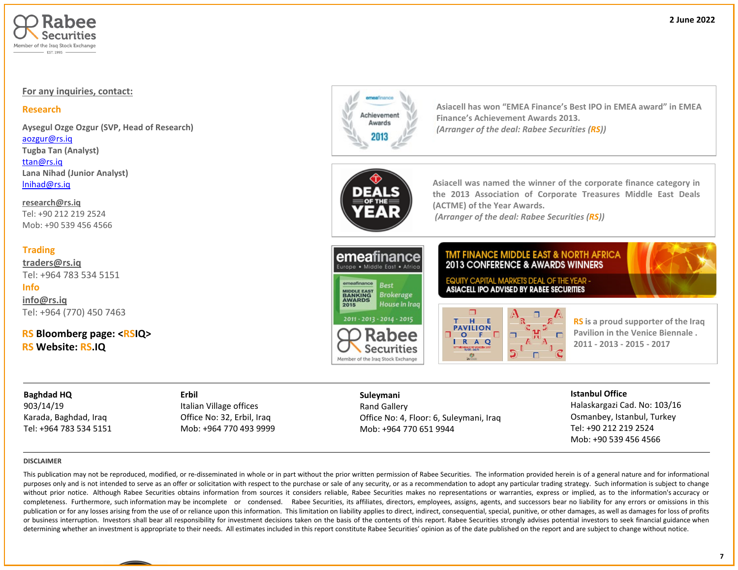2 June 2022

**For any inquiries, contact:**

**Research**

**Aysegul Ozge Ozgur (SVP, Head of Research)**
aozgur@rs.iq
**Tugba Tan (Analyst)**
ttan@rs.iq
**Lana Nihad (Junior Analyst)**
lnihad@rs.iq

research@rs.iq
Tel: +90 212 219 2524
Mob: +90 539 456 4566

**Trading**

traders@rs.iq
Tel: +964 783 534 5151

**Info**

info@rs.iq
Tel: +964 (770) 450 7463

**RS Bloomberg page: <RSIQ>**
**RS Website: RS.IQ**

Asiacell has won "EMEA Finance's Best IPO in EMEA award" in EMEA Finance's Achievement Awards 2013.
*(Arranger of the deal: Rabee Securities (RS))*

Asiacell was named the winner of the corporate finance category in the 2013 Association of Corporate Treasures Middle East Deals (ACTME) of the Year Awards.
*(Arranger of the deal: Rabee Securities (RS))*

RS is a proud supporter of the Iraq Pavilion in the Venice Biennale . 2011 - 2013 - 2015 - 2017

**Baghdad HQ**
903/14/19
Karada, Baghdad, Iraq
Tel: +964 783 534 5151

**Erbil**
Italian Village offices
Office No: 32, Erbil, Iraq
Mob: +964 770 493 9999

**Suleymani**
Rand Gallery
Office No: 4, Floor: 6, Suleymani, Iraq
Mob: +964 770 651 9944

**Istanbul Office**
Halaskargazi Cad. No: 103/16
Osmanbey, Istanbul, Turkey
Tel: +90 212 219 2524
Mob: +90 539 456 4566

**DISCLAIMER**

This publication may not be reproduced, modified, or re-disseminated in whole or in part without the prior written permission of Rabee Securities. The information provided herein is of a general nature and for informational purposes only and is not intended to serve as an offer or solicitation with respect to the purchase or sale of any security, or as a recommendation to adopt any particular trading strategy. Such information is subject to change without prior notice. Although Rabee Securities obtains information from sources it considers reliable, Rabee Securities makes no representations or warranties, express or implied, as to the information's accuracy or completeness. Furthermore, such information may be incomplete or condensed. Rabee Securities, its affiliates, directors, employees, assigns, agents, and successors bear no liability for any errors or omissions in this publication or for any losses arising from the use of or reliance upon this information. This limitation on liability applies to direct, indirect, consequential, special, punitive, or other damages, as well as damages for loss of profits or business interruption. Investors shall bear all responsibility for investment decisions taken on the basis of the contents of this report. Rabee Securities strongly advises potential investors to seek financial guidance when determining whether an investment is appropriate to their needs. All estimates included in this report constitute Rabee Securities' opinion as of the date published on the report and are subject to change without notice.